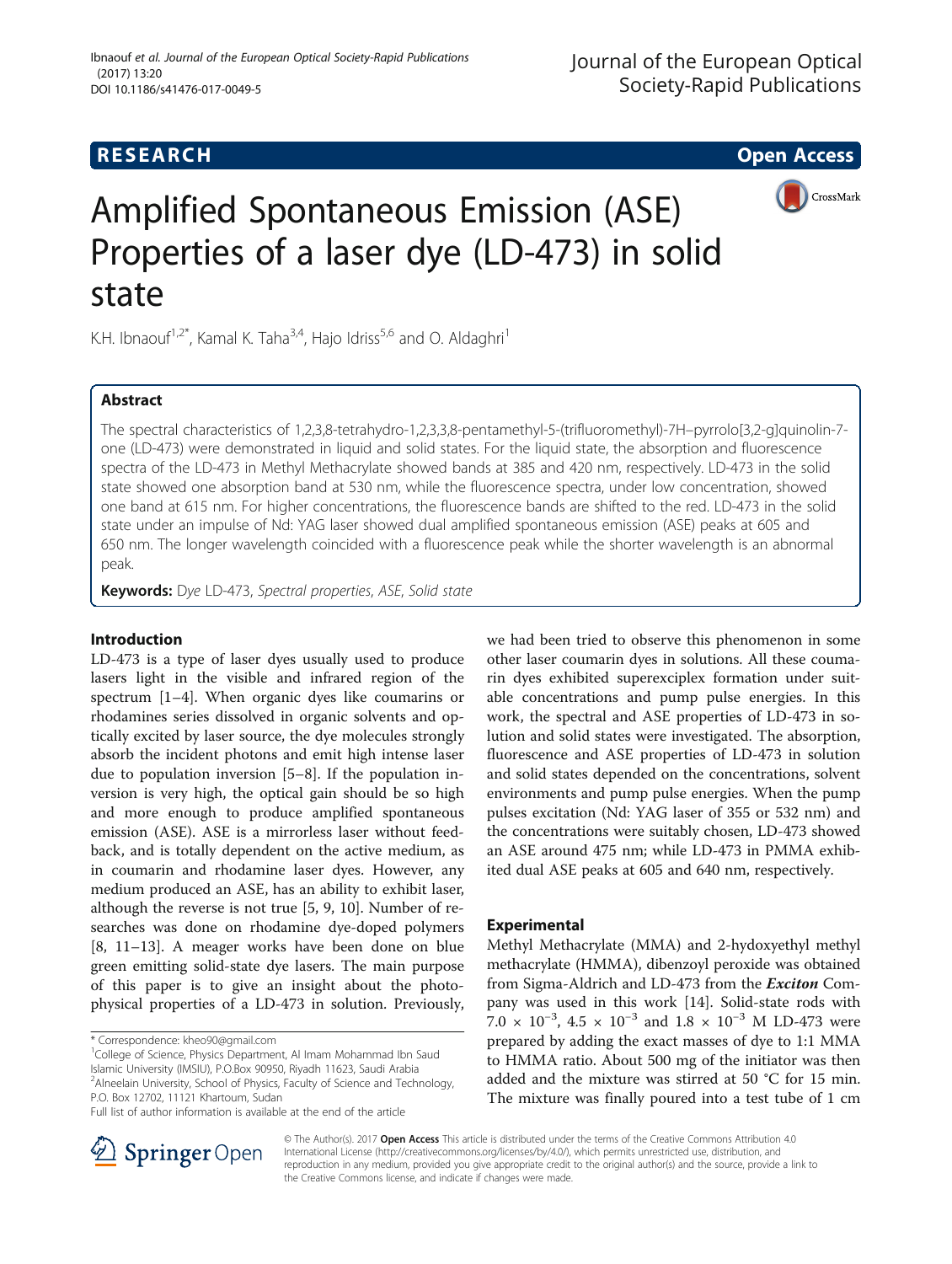**RESEARCH** **Open Access**

# Amplified Spontaneous Emission (ASE) Properties of a laser dye (LD-473) in solid state

K.H. Ibnaouf[1,2*], Kamal K. Taha[3,4], Hajo Idriss[5,6] and O. Aldaghri[1]

## Abstract

The spectral characteristics of 1,2,3,8-tetrahydro-1,2,3,3,8-pentamethyl-5-(trifluoromethyl)-7H–pyrrolo[3,2-g]quinolin-7-one (LD-473) were demonstrated in liquid and solid states. For the liquid state, the absorption and fluorescence spectra of the LD-473 in Methyl Methacrylate showed bands at 385 and 420 nm, respectively. LD-473 in the solid state showed one absorption band at 530 nm, while the fluorescence spectra, under low concentration, showed one band at 615 nm. For higher concentrations, the fluorescence bands are shifted to the red. LD-473 in the solid state under an impulse of Nd: YAG laser showed dual amplified spontaneous emission (ASE) peaks at 605 and 650 nm. The longer wavelength coincided with a fluorescence peak while the shorter wavelength is an abnormal peak.

**Keywords:** *Dye LD-473, Spectral properties, ASE, Solid state*

## Introduction

LD-473 is a type of laser dyes usually used to produce lasers light in the visible and infrared region of the spectrum [1–4]. When organic dyes like coumarins or rhodamines series dissolved in organic solvents and optically excited by laser source, the dye molecules strongly absorb the incident photons and emit high intense laser due to population inversion [5–8]. If the population inversion is very high, the optical gain should be so high and more enough to produce amplified spontaneous emission (ASE). ASE is a mirrorless laser without feedback, and is totally dependent on the active medium, as in coumarin and rhodamine laser dyes. However, any medium produced an ASE, has an ability to exhibit laser, although the reverse is not true [5, 9, 10]. Number of researches was done on rhodamine dye-doped polymers [8, 11–13]. A meager works have been done on blue green emitting solid-state dye lasers. The main purpose of this paper is to give an insight about the photophysical properties of a LD-473 in solution. Previously, we had been tried to observe this phenomenon in some other laser coumarin dyes in solutions. All these coumarin dyes exhibited superexciplex formation under suitable concentrations and pump pulse energies. In this work, the spectral and ASE properties of LD-473 in solution and solid states were investigated. The absorption, fluorescence and ASE properties of LD-473 in solution and solid states depended on the concentrations, solvent environments and pump pulse energies. When the pump pulses excitation (Nd: YAG laser of 355 or 532 nm) and the concentrations were suitably chosen, LD-473 showed an ASE around 475 nm; while LD-473 in PMMA exhibited dual ASE peaks at 605 and 640 nm, respectively.

## Experimental

Methyl Methacrylate (MMA) and 2-hydoxyethyl methyl methacrylate (HMMA), dibenzoyl peroxide was obtained from Sigma-Aldrich and LD-473 from the ***Exciton*** Company was used in this work [14]. Solid-state rods with $7.0 \times 10^{-3}$, $4.5 \times 10^{-3}$ and $1.8 \times 10^{-3}$ M LD-473 were prepared by adding the exact masses of dye to 1:1 MMA to HMMA ratio. About 500 mg of the initiator was then added and the mixture was stirred at 50 °C for 15 min. The mixture was finally poured into a test tube of 1 cm

\* Correspondence: kheo90@gmail.com
[1]College of Science, Physics Department, Al Imam Mohammad Ibn Saud Islamic University (IMSIU), P.O.Box 90950, Riyadh 11623, Saudi Arabia
[2]Alneelain University, School of Physics, Faculty of Science and Technology, P.O. Box 12702, 11121 Khartoum, Sudan
Full list of author information is available at the end of the article

© The Author(s). 2017 **Open Access** This article is distributed under the terms of the Creative Commons Attribution 4.0 International License (http://creativecommons.org/licenses/by/4.0/), which permits unrestricted use, distribution, and reproduction in any medium, provided you give appropriate credit to the original author(s) and the source, provide a link to the Creative Commons license, and indicate if changes were made.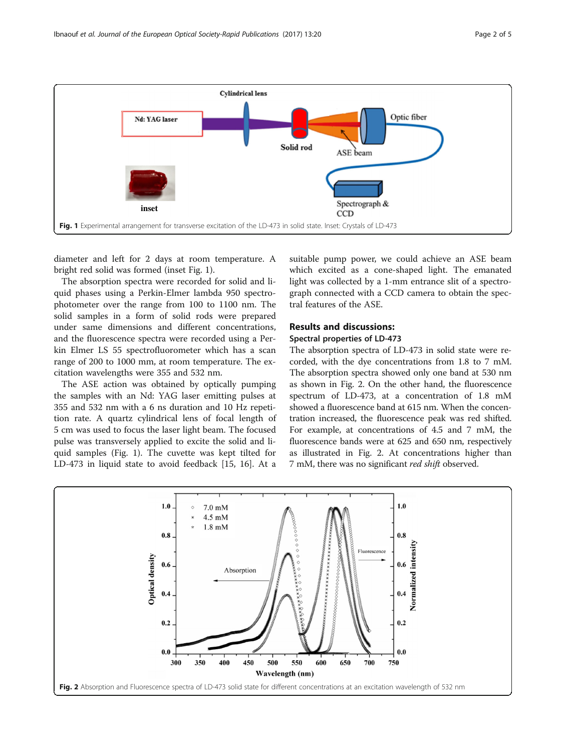Fig. 1 Experimental arrangement for transverse excitation of the LD-473 in solid state. Inset: Crystals of LD-473

diameter and left for 2 days at room temperature. A bright red solid was formed (inset Fig. 1).

The absorption spectra were recorded for solid and liquid phases using a Perkin-Elmer lambda 950 spectrophotometer over the range from 100 to 1100 nm. The solid samples in a form of solid rods were prepared under same dimensions and different concentrations, and the fluorescence spectra were recorded using a Perkin Elmer LS 55 spectrofluorometer which has a scan range of 200 to 1000 mm, at room temperature. The excitation wavelengths were 355 and 532 nm.

The ASE action was obtained by optically pumping the samples with an Nd: YAG laser emitting pulses at 355 and 532 nm with a 6 ns duration and 10 Hz repetition rate. A quartz cylindrical lens of focal length of 5 cm was used to focus the laser light beam. The focused pulse was transversely applied to excite the solid and liquid samples (Fig. 1). The cuvette was kept tilted for LD-473 in liquid state to avoid feedback [15, 16]. At a suitable pump power, we could achieve an ASE beam which excited as a cone-shaped light. The emanated light was collected by a 1-mm entrance slit of a spectrograph connected with a CCD camera to obtain the spectral features of the ASE.

## Results and discussions:

### Spectral properties of LD-473

The absorption spectra of LD-473 in solid state were recorded, with the dye concentrations from 1.8 to 7 mM. The absorption spectra showed only one band at 530 nm as shown in Fig. 2. On the other hand, the fluorescence spectrum of LD-473, at a concentration of 1.8 mM showed a fluorescence band at 615 nm. When the concentration increased, the fluorescence peak was red shifted. For example, at concentrations of 4.5 and 7 mM, the fluorescence bands were at 625 and 650 nm, respectively as illustrated in Fig. 2. At concentrations higher than 7 mM, there was no significant *red shift* observed.

Fig. 2 Absorption and Fluorescence spectra of LD-473 solid state for different concentrations at an excitation wavelength of 532 nm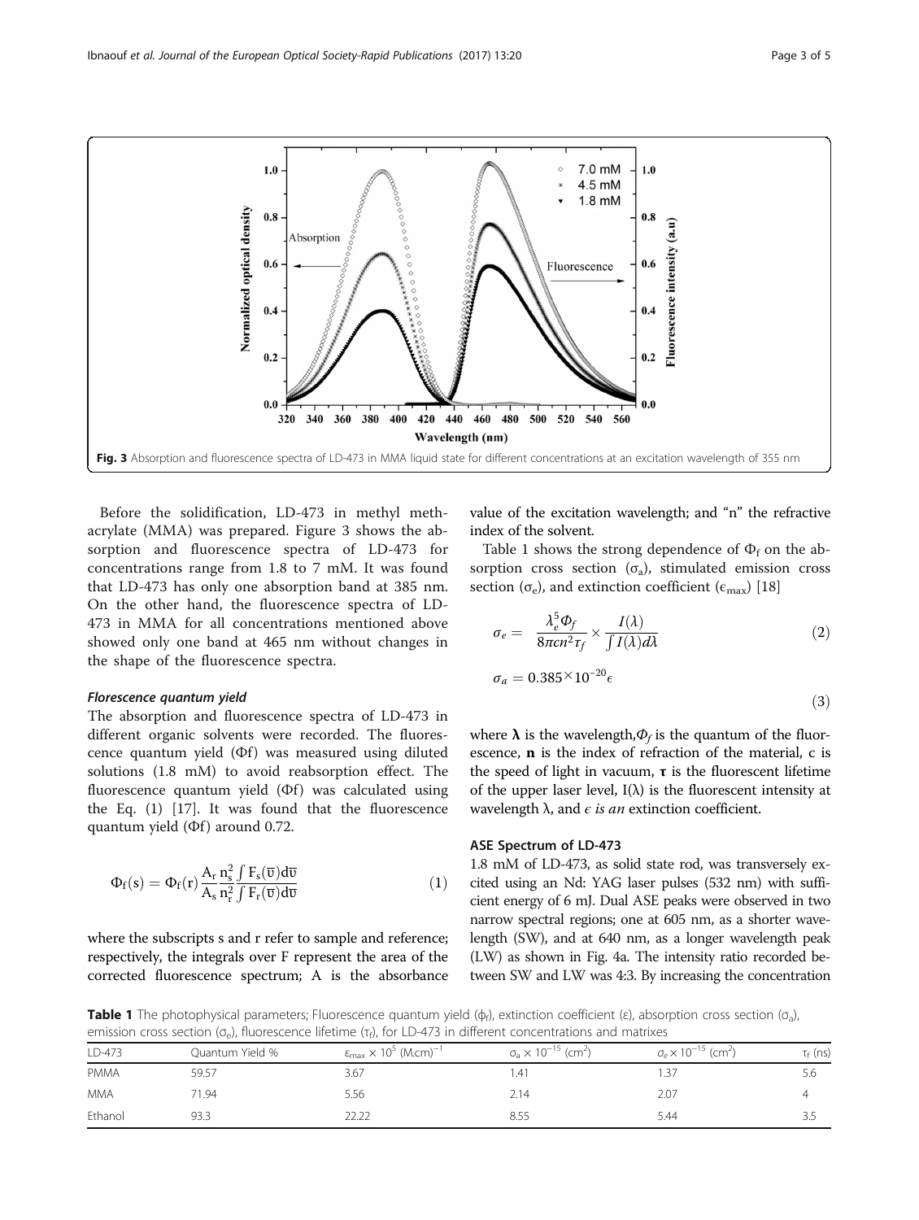Fig. 3 Absorption and fluorescence spectra of LD-473 in MMA liquid state for different concentrations at an excitation wavelength of 355 nm

Before the solidification, LD-473 in methyl methacrylate (MMA) was prepared. Figure 3 shows the absorption and fluorescence spectra of LD-473 for concentrations range from 1.8 to 7 mM. It was found that LD-473 has only one absorption band at 385 nm. On the other hand, the fluorescence spectra of LD-473 in MMA for all concentrations mentioned above showed only one band at 465 nm without changes in the shape of the fluorescence spectra.

#### *Florescence quantum yield*

The absorption and fluorescence spectra of LD-473 in different organic solvents were recorded. The fluorescence quantum yield (Φf) was measured using diluted solutions (1.8 mM) to avoid reabsorption effect. The fluorescence quantum yield (Φf) was calculated using the Eq. (1) [17]. It was found that the fluorescence quantum yield (Φf) around 0.72.

$$\Phi_f(s) = \Phi_f(r)\frac{A_r}{A_s}\frac{n_s^2}{n_r^2}\frac{\int F_s(\overline{\upsilon})d\overline{\upsilon}}{\int F_r(\overline{\upsilon})d\overline{\upsilon}} \tag{1}$$

where the subscripts s and r refer to sample and reference; respectively, the integrals over F represent the area of the corrected fluorescence spectrum; A is the absorbance value of the excitation wavelength; and "n" the refractive index of the solvent.

Table 1 shows the strong dependence of $\Phi_f$ on the absorption cross section ($\sigma_a$), stimulated emission cross section ($\sigma_e$), and extinction coefficient ($\epsilon_{max}$) [18]

$$\sigma_e = \frac{\lambda_e^5 \Phi_f}{8\pi c n^2 \tau_f} \times \frac{I(\lambda)}{\int I(\lambda) d\lambda} \tag{2}$$

$$\sigma_a = 0.385 \times 10^{-20} \epsilon \tag{3}$$

where $\boldsymbol{\lambda}$ is the wavelength, $\Phi_f$ is the quantum of the fluorescence, **n** is the index of refraction of the material, c is the speed of light in vacuum, $\boldsymbol{\tau}$ is the fluorescent lifetime of the upper laser level, $I(\lambda)$ is the fluorescent intensity at wavelength λ, and $\epsilon$ *is an* extinction coefficient.

### ASE Spectrum of LD-473

1.8 mM of LD-473, as solid state rod, was transversely excited using an Nd: YAG laser pulses (532 nm) with sufficient energy of 6 mJ. Dual ASE peaks were observed in two narrow spectral regions; one at 605 nm, as a shorter wavelength (SW), and at 640 nm, as a longer wavelength peak (LW) as shown in Fig. 4a. The intensity ratio recorded between SW and LW was 4:3. By increasing the concentration

**Table 1** The photophysical parameters; Fluorescence quantum yield ($\phi_f$), extinction coefficient (ε), absorption cross section ($\sigma_a$), emission cross section ($\sigma_e$), fluorescence lifetime ($\tau_f$), for LD-473 in different concentrations and matrixes

| LD-473 | Quantum Yield % | $\epsilon_{max} \times 10^5$ (M.cm)$^{-1}$ | $\sigma_a \times 10^{-15}$ (cm$^2$) | $\sigma_e \times 10^{-15}$ (cm$^2$) | $\tau_f$ (ns) |
|---|---|---|---|---|---|
| PMMA | 59.57 | 3.67 | 1.41 | 1.37 | 5.6 |
| MMA | 71.94 | 5.56 | 2.14 | 2.07 | 4 |
| Ethanol | 93.3 | 22.22 | 8.55 | 5.44 | 3.5 |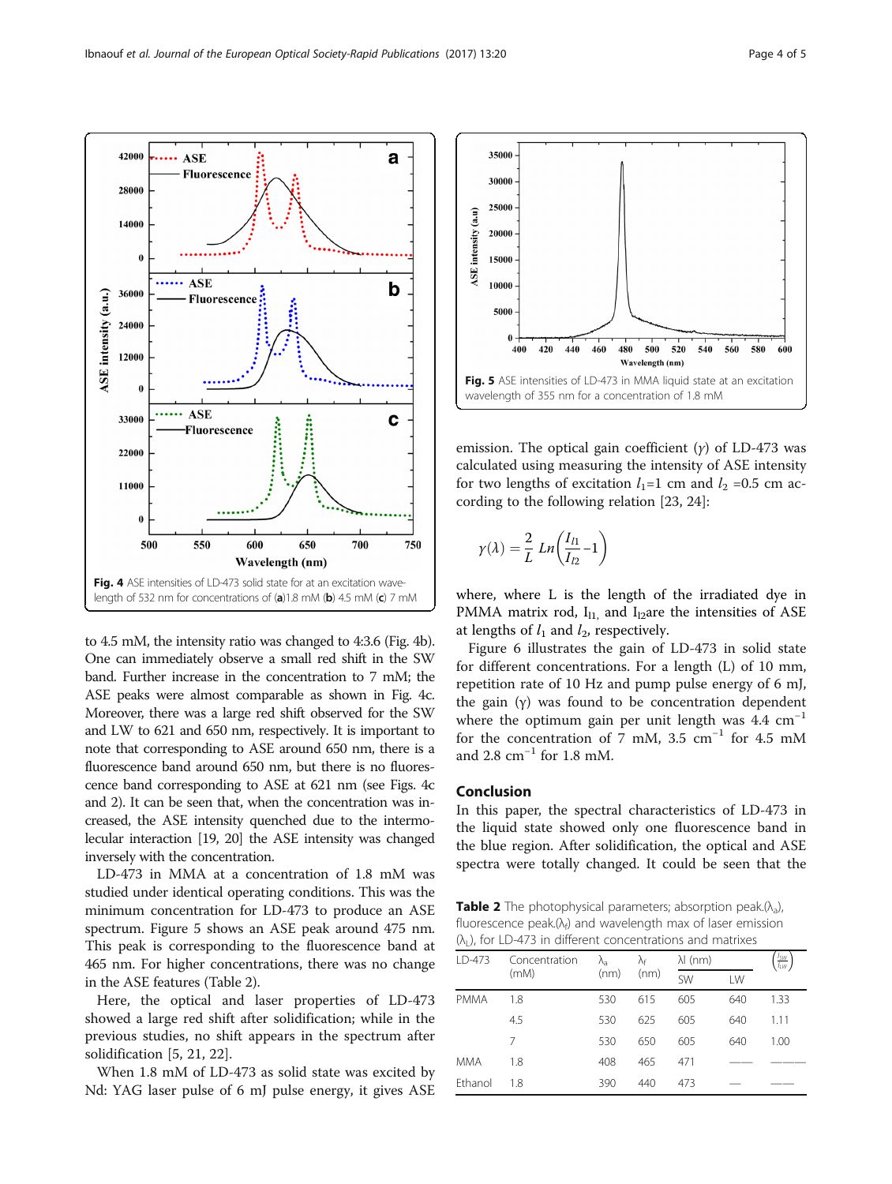Fig. 4 ASE intensities of LD-473 solid state for at an excitation wavelength of 532 nm for concentrations of (a)1.8 mM (b) 4.5 mM (c) 7 mM

Fig. 5 ASE intensities of LD-473 in MMA liquid state at an excitation wavelength of 355 nm for a concentration of 1.8 mM

to 4.5 mM, the intensity ratio was changed to 4:3.6 (Fig. 4b). One can immediately observe a small red shift in the SW band. Further increase in the concentration to 7 mM; the ASE peaks were almost comparable as shown in Fig. 4c. Moreover, there was a large red shift observed for the SW and LW to 621 and 650 nm, respectively. It is important to note that corresponding to ASE around 650 nm, there is a fluorescence band around 650 nm, but there is no fluorescence band corresponding to ASE at 621 nm (see Figs. 4c and 2). It can be seen that, when the concentration was increased, the ASE intensity quenched due to the intermolecular interaction [19, 20] the ASE intensity was changed inversely with the concentration.

LD-473 in MMA at a concentration of 1.8 mM was studied under identical operating conditions. This was the minimum concentration for LD-473 to produce an ASE spectrum. Figure 5 shows an ASE peak around 475 nm. This peak is corresponding to the fluorescence band at 465 nm. For higher concentrations, there was no change in the ASE features (Table 2).

Here, the optical and laser properties of LD-473 showed a large red shift after solidification; while in the previous studies, no shift appears in the spectrum after solidification [5, 21, 22].

When 1.8 mM of LD-473 as solid state was excited by Nd: YAG laser pulse of 6 mJ pulse energy, it gives ASE emission. The optical gain coefficient ($\gamma$) of LD-473 was calculated using measuring the intensity of ASE intensity for two lengths of excitation $l_1$=1 cm and $l_2$ =0.5 cm according to the following relation [23, 24]:

$$\gamma(\lambda) = \frac{2}{L} Ln\left(\frac{I_{l1}}{I_{l2}} - 1\right)$$

where, where L is the length of the irradiated dye in PMMA matrix rod, $I_{l1,}$ and $I_{l2}$are the intensities of ASE at lengths of $l_1$ and $l_2$, respectively.

Figure 6 illustrates the gain of LD-473 in solid state for different concentrations. For a length (L) of 10 mm, repetition rate of 10 Hz and pump pulse energy of 6 mJ, the gain ($\gamma$) was found to be concentration dependent where the optimum gain per unit length was 4.4 cm$^{-1}$ for the concentration of 7 mM, 3.5 cm$^{-1}$ for 4.5 mM and 2.8 cm$^{-1}$ for 1.8 mM.

## Conclusion

In this paper, the spectral characteristics of LD-473 in the liquid state showed only one fluorescence band in the blue region. After solidification, the optical and ASE spectra were totally changed. It could be seen that the

Table 2 The photophysical parameters; absorption peak.($\lambda_a$), fluorescence peak.($\lambda_f$) and wavelength max of laser emission ($\lambda_L$), for LD-473 in different concentrations and matrixes

| LD-473 | Concentration (mM) | $\lambda_a$ (nm) | $\lambda_f$ (nm) | λl (nm) | | $\left(\frac{I_{SW}}{I_{LW}}\right)$ |
|---|---|---|---|---|---|---|
| | | | | SW | LW | |
| PMMA | 1.8 | 530 | 615 | 605 | 640 | 1.33 |
| | 4.5 | 530 | 625 | 605 | 640 | 1.11 |
| | 7 | 530 | 650 | 605 | 640 | 1.00 |
| MMA | 1.8 | 408 | 465 | 471 | —— | ———— |
| Ethanol | 1.8 | 390 | 440 | 473 | — | ——— |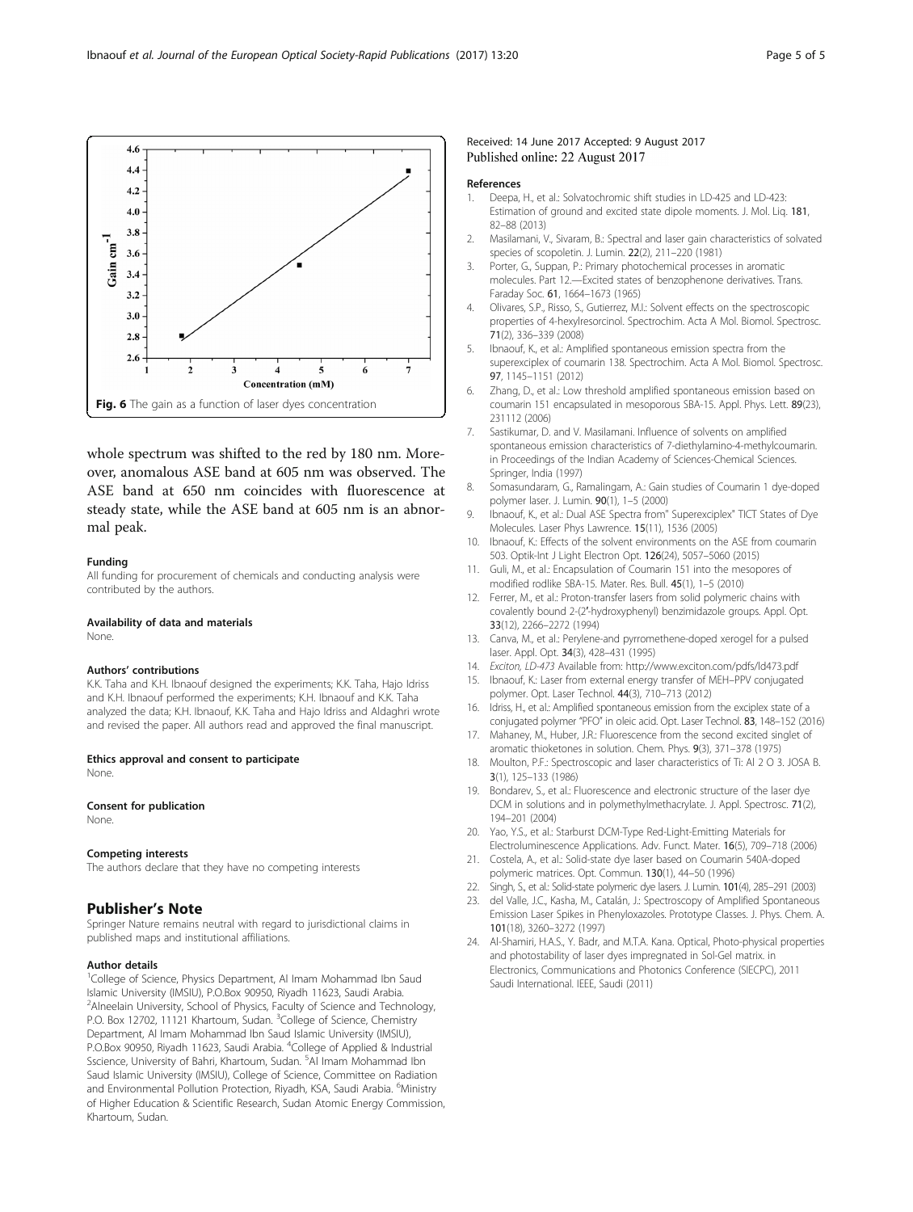4.6
4.4
4.2
4.0
3.8
3.6
3.4
3.2
3.0
2.8
2.6

Gain $cm^{-1}$

1 2 3 4 5 6 7

Concentration (mM)

**Fig. 6** The gain as a function of laser dyes concentration

whole spectrum was shifted to the red by 180 nm. Moreover, anomalous ASE band at 605 nm was observed. The ASE band at 650 nm coincides with fluorescence at steady state, while the ASE band at 605 nm is an abnormal peak.

#### Funding
All funding for procurement of chemicals and conducting analysis were contributed by the authors.

#### Availability of data and materials
None.

#### Authors' contributions
K.K. Taha and K.H. Ibnaouf designed the experiments; K.K. Taha, Hajo Idriss and K.H. Ibnaouf performed the experiments; K.H. Ibnaouf and K.K. Taha analyzed the data; K.H. Ibnaouf, K.K. Taha and Hajo Idriss and Aldaghri wrote and revised the paper. All authors read and approved the final manuscript.

#### Ethics approval and consent to participate
None.

#### Consent for publication
None.

#### Competing interests
The authors declare that they have no competing interests

## Publisher's Note
Springer Nature remains neutral with regard to jurisdictional claims in published maps and institutional affiliations.

#### Author details
[1]College of Science, Physics Department, Al Imam Mohammad Ibn Saud Islamic University (IMSIU), P.O.Box 90950, Riyadh 11623, Saudi Arabia. [2]Alneelain University, School of Physics, Faculty of Science and Technology, P.O. Box 12702, 11121 Khartoum, Sudan. [3]College of Science, Chemistry Department, Al Imam Mohammad Ibn Saud Islamic University (IMSIU), P.O.Box 90950, Riyadh 11623, Saudi Arabia. [4]College of Applied & Industrial Sscience, University of Bahri, Khartoum, Sudan. [5]Al Imam Mohammad Ibn Saud Islamic University (IMSIU), College of Science, Committee on Radiation and Environmental Pollution Protection, Riyadh, KSA, Saudi Arabia. [6]Ministry of Higher Education & Scientific Research, Sudan Atomic Energy Commission, Khartoum, Sudan.

Received: 14 June 2017 Accepted: 9 August 2017
Published online: 22 August 2017

#### References
1. Deepa, H., et al.: Solvatochromic shift studies in LD-425 and LD-423: Estimation of ground and excited state dipole moments. J. Mol. Liq. **181**, 82–88 (2013)
2. Masilamani, V., Sivaram, B.: Spectral and laser gain characteristics of solvated species of scopoletin. J. Lumin. **22**(2), 211–220 (1981)
3. Porter, G., Suppan, P.: Primary photochemical processes in aromatic molecules. Part 12.—Excited states of benzophenone derivatives. Trans. Faraday Soc. **61**, 1664–1673 (1965)
4. Olivares, S.P., Risso, S., Gutierrez, M.I.: Solvent effects on the spectroscopic properties of 4-hexylresorcinol. Spectrochim. Acta A Mol. Biomol. Spectrosc. **71**(2), 336–339 (2008)
5. Ibnaouf, K., et al.: Amplified spontaneous emission spectra from the superexciplex of coumarin 138. Spectrochim. Acta A Mol. Biomol. Spectrosc. **97**, 1145–1151 (2012)
6. Zhang, D., et al.: Low threshold amplified spontaneous emission based on coumarin 151 encapsulated in mesoporous SBA-15. Appl. Phys. Lett. **89**(23), 231112 (2006)
7. Sastikumar, D. and V. Masilamani. Influence of solvents on amplified spontaneous emission characteristics of 7-diethylamino-4-methylcoumarin. in Proceedings of the Indian Academy of Sciences-Chemical Sciences. Springer, India (1997)
8. Somasundaram, G., Ramalingam, A.: Gain studies of Coumarin 1 dye-doped polymer laser. J. Lumin. **90**(1), 1–5 (2000)
9. Ibnaouf, K., et al.: Dual ASE Spectra from" Superexciplex" TICT States of Dye Molecules. Laser Phys Lawrence. **15**(11), 1536 (2005)
10. Ibnaouf, K.: Effects of the solvent environments on the ASE from coumarin 503. Optik-Int J Light Electron Opt. **126**(24), 5057–5060 (2015)
11. Guli, M., et al.: Encapsulation of Coumarin 151 into the mesopores of modified rodlike SBA-15. Mater. Res. Bull. **45**(1), 1–5 (2010)
12. Ferrer, M., et al.: Proton-transfer lasers from solid polymeric chains with covalently bound 2-(2′-hydroxyphenyl) benzimidazole groups. Appl. Opt. **33**(12), 2266–2272 (1994)
13. Canva, M., et al.: Perylene-and pyrromethene-doped xerogel for a pulsed laser. Appl. Opt. **34**(3), 428–431 (1995)
14. *Exciton, LD-473* Available from: http://www.exciton.com/pdfs/ld473.pdf
15. Ibnaouf, K.: Laser from external energy transfer of MEH–PPV conjugated polymer. Opt. Laser Technol. **44**(3), 710–713 (2012)
16. Idriss, H., et al.: Amplified spontaneous emission from the exciplex state of a conjugated polymer "PFO" in oleic acid. Opt. Laser Technol. **83**, 148–152 (2016)
17. Mahaney, M., Huber, J.R.: Fluorescence from the second excited singlet of aromatic thioketones in solution. Chem. Phys. **9**(3), 371–378 (1975)
18. Moulton, P.F.: Spectroscopic and laser characteristics of Ti: Al 2 O 3. JOSA B. **3**(1), 125–133 (1986)
19. Bondarev, S., et al.: Fluorescence and electronic structure of the laser dye DCM in solutions and in polymethylmethacrylate. J. Appl. Spectrosc. **71**(2), 194–201 (2004)
20. Yao, Y.S., et al.: Starburst DCM-Type Red-Light-Emitting Materials for Electroluminescence Applications. Adv. Funct. Mater. **16**(5), 709–718 (2006)
21. Costela, A., et al.: Solid-state dye laser based on Coumarin 540A-doped polymeric matrices. Opt. Commun. **130**(1), 44–50 (1996)
22. Singh, S., et al.: Solid-state polymeric dye lasers. J. Lumin. **101**(4), 285–291 (2003)
23. del Valle, J.C., Kasha, M., Catalán, J.: Spectroscopy of Amplified Spontaneous Emission Laser Spikes in Phenyloxazoles. Prototype Classes. J. Phys. Chem. A. **101**(18), 3260–3272 (1997)
24. Al-Shamiri, H.A.S., Y. Badr, and M.T.A. Kana. Optical, Photo-physical properties and photostability of laser dyes impregnated in Sol-Gel matrix. in Electronics, Communications and Photonics Conference (SIECPC), 2011 Saudi International. IEEE, Saudi (2011)